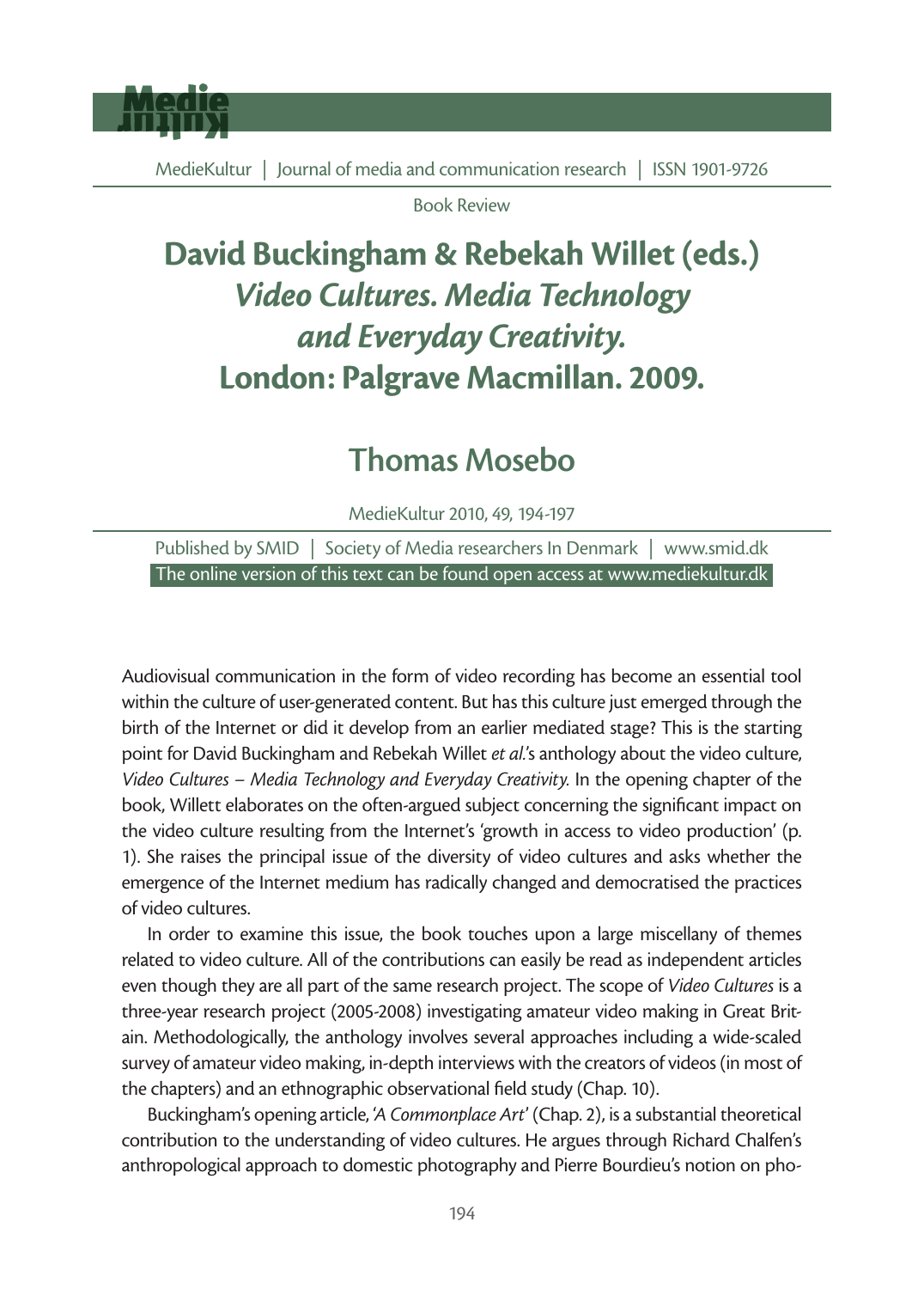Book Review

# David Buckingham & Rebekah Willet (eds.) *Video Cultures. Media Technology and Everyday Creativity.* London: Palgrave Macmillan. 2009.

## Thomas Mosebo

Audiovisual communication in the form of video recording has become an essential tool within the culture of user-generated content. But has this culture just emerged through the birth of the Internet or did it develop from an earlier mediated stage? This is the starting point for David Buckingham and Rebekah Willet *et al.*'s anthology about the video culture, *Video Cultures – Media Technology and Everyday Creativity.* In the opening chapter of the book, Willett elaborates on the often-argued subject concerning the significant impact on the video culture resulting from the Internet's 'growth in access to video production' (p. 1). She raises the principal issue of the diversity of video cultures and asks whether the emergence of the Internet medium has radically changed and democratised the practices of video cultures.

In order to examine this issue, the book touches upon a large miscellany of themes related to video culture. All of the contributions can easily be read as independent articles even though they are all part of the same research project. The scope of *Video Cultures* is a three-year research project (2005-2008) investigating amateur video making in Great Britain. Methodologically, the anthology involves several approaches including a wide-scaled survey of amateur video making, in-depth interviews with the creators of videos (in most of the chapters) and an ethnographic observational field study (Chap. 10).

Buckingham's opening article, *'A Commonplace Art'* (Chap. 2), is a substantial theoretical contribution to the understanding of video cultures. He argues through Richard Chalfen's anthropological approach to domestic photography and Pierre Bourdieu's notion on pho-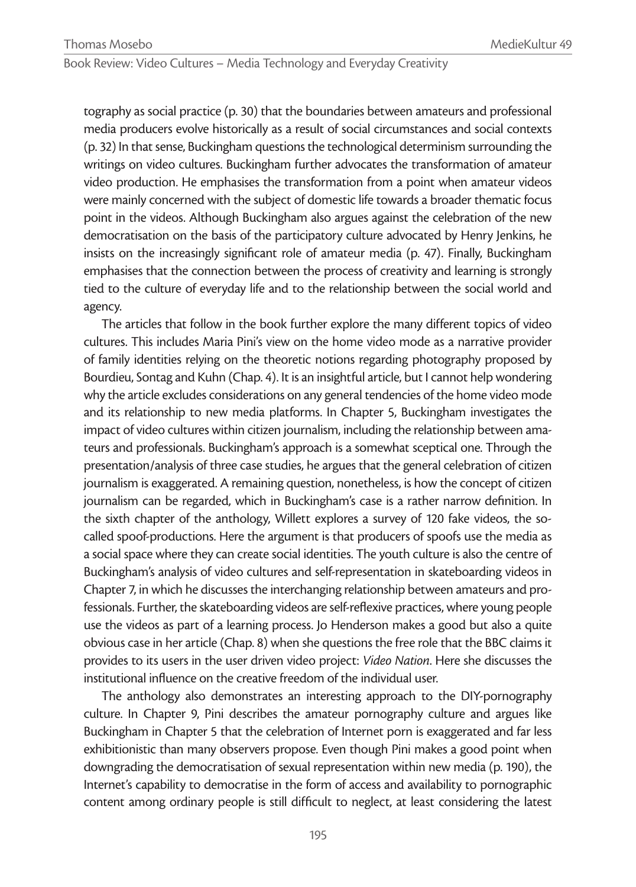tography as social practice (p. 30) that the boundaries between amateurs and professional media producers evolve historically as a result of social circumstances and social contexts (p. 32) In that sense, Buckingham questions the technological determinism surrounding the writings on video cultures. Buckingham further advocates the transformation of amateur video production. He emphasises the transformation from a point when amateur videos were mainly concerned with the subject of domestic life towards a broader thematic focus point in the videos. Although Buckingham also argues against the celebration of the new democratisation on the basis of the participatory culture advocated by Henry Jenkins, he insists on the increasingly significant role of amateur media (p. 47). Finally, Buckingham emphasises that the connection between the process of creativity and learning is strongly tied to the culture of everyday life and to the relationship between the social world and agency.

The articles that follow in the book further explore the many different topics of video cultures. This includes Maria Pini's view on the home video mode as a narrative provider of family identities relying on the theoretic notions regarding photography proposed by Bourdieu, Sontag and Kuhn (Chap. 4). It is an insightful article, but I cannot help wondering why the article excludes considerations on any general tendencies of the home video mode and its relationship to new media platforms. In Chapter 5, Buckingham investigates the impact of video cultures within citizen journalism, including the relationship between amateurs and professionals. Buckingham's approach is a somewhat sceptical one. Through the presentation/analysis of three case studies, he argues that the general celebration of citizen journalism is exaggerated. A remaining question, nonetheless, is how the concept of citizen journalism can be regarded, which in Buckingham's case is a rather narrow definition. In the sixth chapter of the anthology, Willett explores a survey of 120 fake videos, the so-called spoof-productions. Here the argument is that producers of spoofs use the media as a social space where they can create social identities. The youth culture is also the centre of Buckingham's analysis of video cultures and self-representation in skateboarding videos in Chapter 7, in which he discusses the interchanging relationship between amateurs and professionals. Further, the skateboarding videos are self-reflexive practices, where young people use the videos as part of a learning process. Jo Henderson makes a good but also a quite obvious case in her article (Chap. 8) when she questions the free role that the BBC claims it provides to its users in the user driven video project: *Video Nation*. Here she discusses the institutional influence on the creative freedom of the individual user.

The anthology also demonstrates an interesting approach to the DIY-pornography culture. In Chapter 9, Pini describes the amateur pornography culture and argues like Buckingham in Chapter 5 that the celebration of Internet porn is exaggerated and far less exhibitionistic than many observers propose. Even though Pini makes a good point when downgrading the democratisation of sexual representation within new media (p. 190), the Internet's capability to democratise in the form of access and availability to pornographic content among ordinary people is still difficult to neglect, at least considering the latest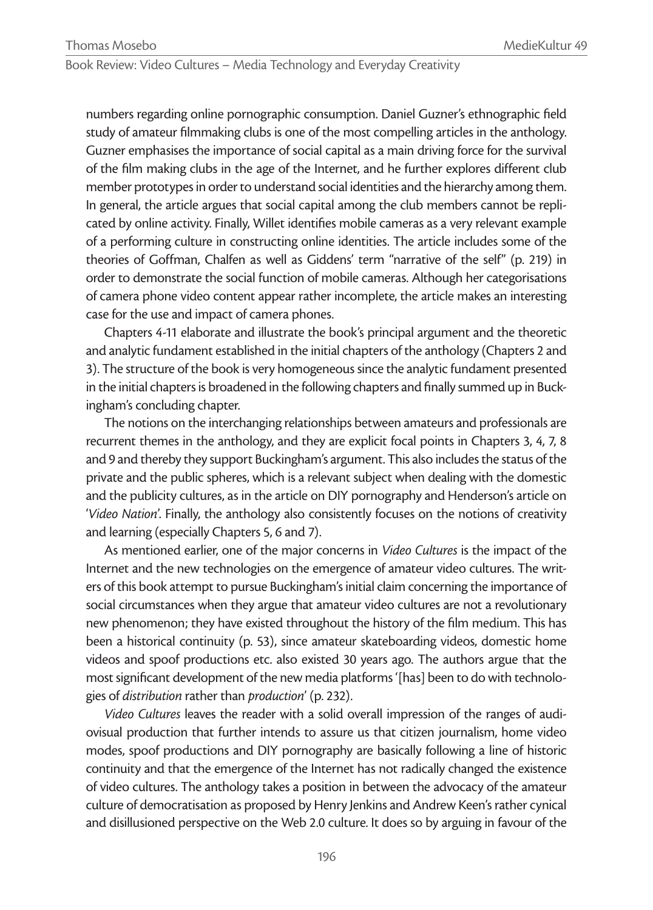numbers regarding online pornographic consumption. Daniel Guzner's ethnographic field study of amateur filmmaking clubs is one of the most compelling articles in the anthology. Guzner emphasises the importance of social capital as a main driving force for the survival of the film making clubs in the age of the Internet, and he further explores different club member prototypes in order to understand social identities and the hierarchy among them. In general, the article argues that social capital among the club members cannot be replicated by online activity. Finally, Willet identifies mobile cameras as a very relevant example of a performing culture in constructing online identities. The article includes some of the theories of Goffman, Chalfen as well as Giddens' term "narrative of the self" (p. 219) in order to demonstrate the social function of mobile cameras. Although her categorisations of camera phone video content appear rather incomplete, the article makes an interesting case for the use and impact of camera phones.

Chapters 4-11 elaborate and illustrate the book's principal argument and the theoretic and analytic fundament established in the initial chapters of the anthology (Chapters 2 and 3). The structure of the book is very homogeneous since the analytic fundament presented in the initial chapters is broadened in the following chapters and finally summed up in Buckingham's concluding chapter.

The notions on the interchanging relationships between amateurs and professionals are recurrent themes in the anthology, and they are explicit focal points in Chapters 3, 4, 7, 8 and 9 and thereby they support Buckingham's argument. This also includes the status of the private and the public spheres, which is a relevant subject when dealing with the domestic and the publicity cultures, as in the article on DIY pornography and Henderson's article on '*Video Nation*'. Finally, the anthology also consistently focuses on the notions of creativity and learning (especially Chapters 5, 6 and 7).

As mentioned earlier, one of the major concerns in *Video Cultures* is the impact of the Internet and the new technologies on the emergence of amateur video cultures. The writers of this book attempt to pursue Buckingham's initial claim concerning the importance of social circumstances when they argue that amateur video cultures are not a revolutionary new phenomenon; they have existed throughout the history of the film medium. This has been a historical continuity (p. 53), since amateur skateboarding videos, domestic home videos and spoof productions etc. also existed 30 years ago. The authors argue that the most significant development of the new media platforms '[has] been to do with technologies of *distribution* rather than *production*' (p. 232).

*Video Cultures* leaves the reader with a solid overall impression of the ranges of audiovisual production that further intends to assure us that citizen journalism, home video modes, spoof productions and DIY pornography are basically following a line of historic continuity and that the emergence of the Internet has not radically changed the existence of video cultures. The anthology takes a position in between the advocacy of the amateur culture of democratisation as proposed by Henry Jenkins and Andrew Keen's rather cynical and disillusioned perspective on the Web 2.0 culture. It does so by arguing in favour of the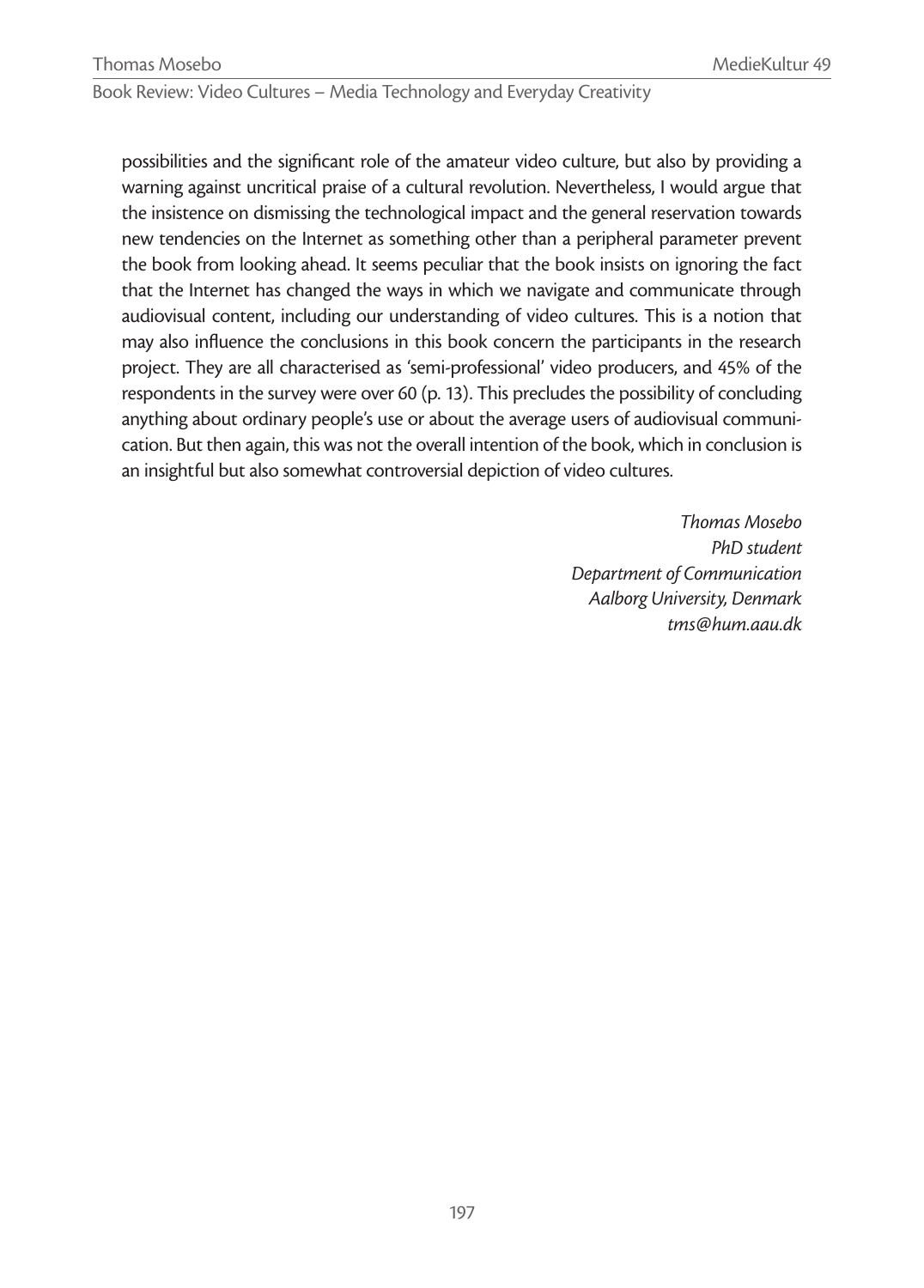possibilities and the significant role of the amateur video culture, but also by providing a warning against uncritical praise of a cultural revolution. Nevertheless, I would argue that the insistence on dismissing the technological impact and the general reservation towards new tendencies on the Internet as something other than a peripheral parameter prevent the book from looking ahead. It seems peculiar that the book insists on ignoring the fact that the Internet has changed the ways in which we navigate and communicate through audiovisual content, including our understanding of video cultures. This is a notion that may also influence the conclusions in this book concern the participants in the research project. They are all characterised as 'semi-professional' video producers, and 45% of the respondents in the survey were over 60 (p. 13). This precludes the possibility of concluding anything about ordinary people's use or about the average users of audiovisual communication. But then again, this was not the overall intention of the book, which in conclusion is an insightful but also somewhat controversial depiction of video cultures.

*Thomas Mosebo*
*PhD student*
*Department of Communication*
*Aalborg University, Denmark*
*tms@hum.aau.dk*